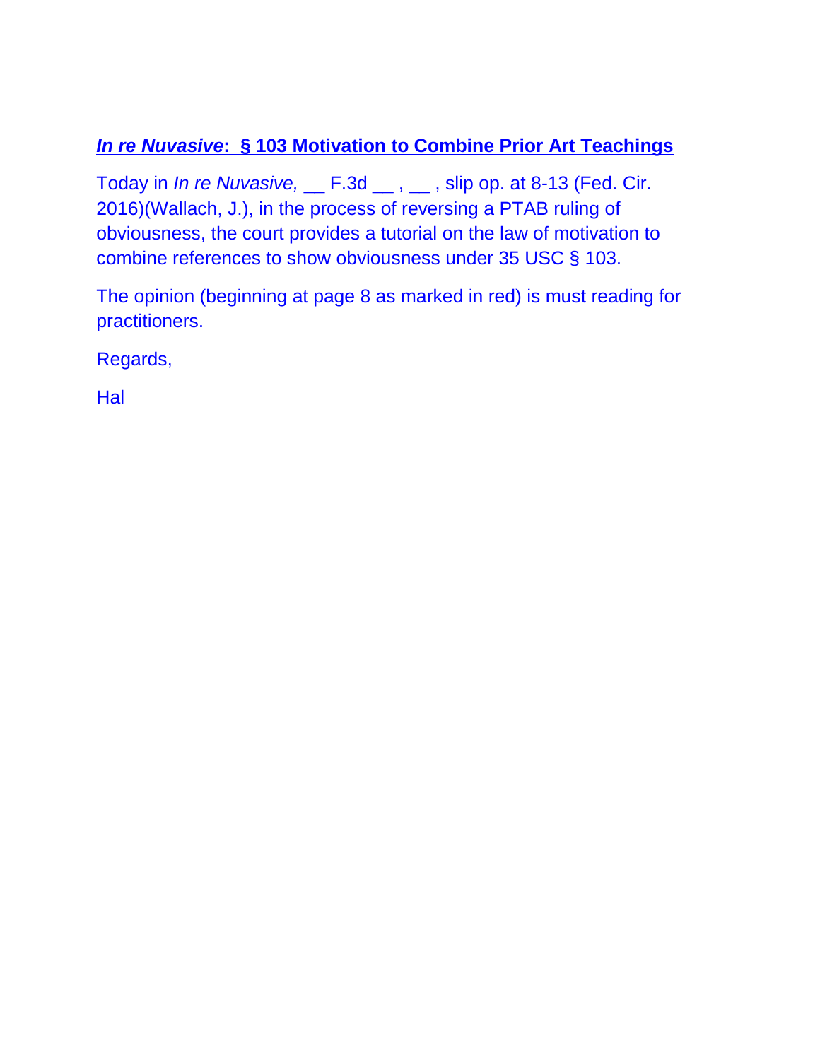## ***In re Nuvasive*: § 103 Motivation to Combine Prior Art Teachings**

Today in *In re Nuvasive,* __ F.3d __ , __ , slip op. at 8-13 (Fed. Cir. 2016)(Wallach, J.), in the process of reversing a PTAB ruling of obviousness, the court provides a tutorial on the law of motivation to combine references to show obviousness under 35 USC § 103.

The opinion (beginning at page 8 as marked in red) is must reading for practitioners.

Regards,

Hal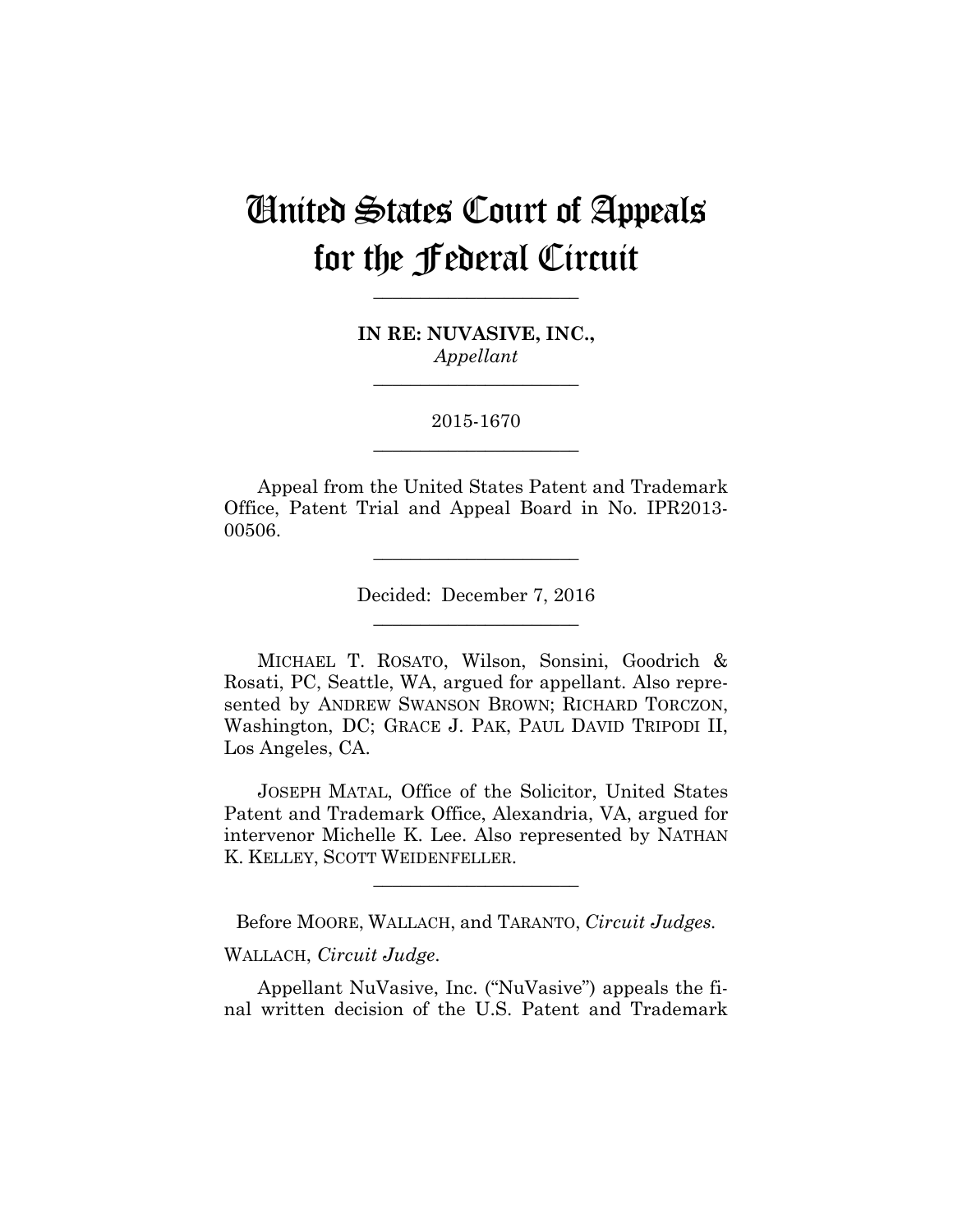# United States Court of Appeals for the Federal Circuit

---

**IN RE: NUVASIVE, INC.,**
*Appellant*

---

2015-1670

---

Appeal from the United States Patent and Trademark Office, Patent Trial and Appeal Board in No. IPR2013-00506.

---

Decided: December 7, 2016

---

MICHAEL T. ROSATO, Wilson, Sonsini, Goodrich & Rosati, PC, Seattle, WA, argued for appellant. Also represented by ANDREW SWANSON BROWN; RICHARD TORCZON, Washington, DC; GRACE J. PAK, PAUL DAVID TRIPODI II, Los Angeles, CA.

JOSEPH MATAL, Office of the Solicitor, United States Patent and Trademark Office, Alexandria, VA, argued for intervenor Michelle K. Lee. Also represented by NATHAN K. KELLEY, SCOTT WEIDENFELLER.

---

Before MOORE, WALLACH, and TARANTO, *Circuit Judges*.

WALLACH, *Circuit Judge*.

Appellant NuVasive, Inc. ("NuVasive") appeals the final written decision of the U.S. Patent and Trademark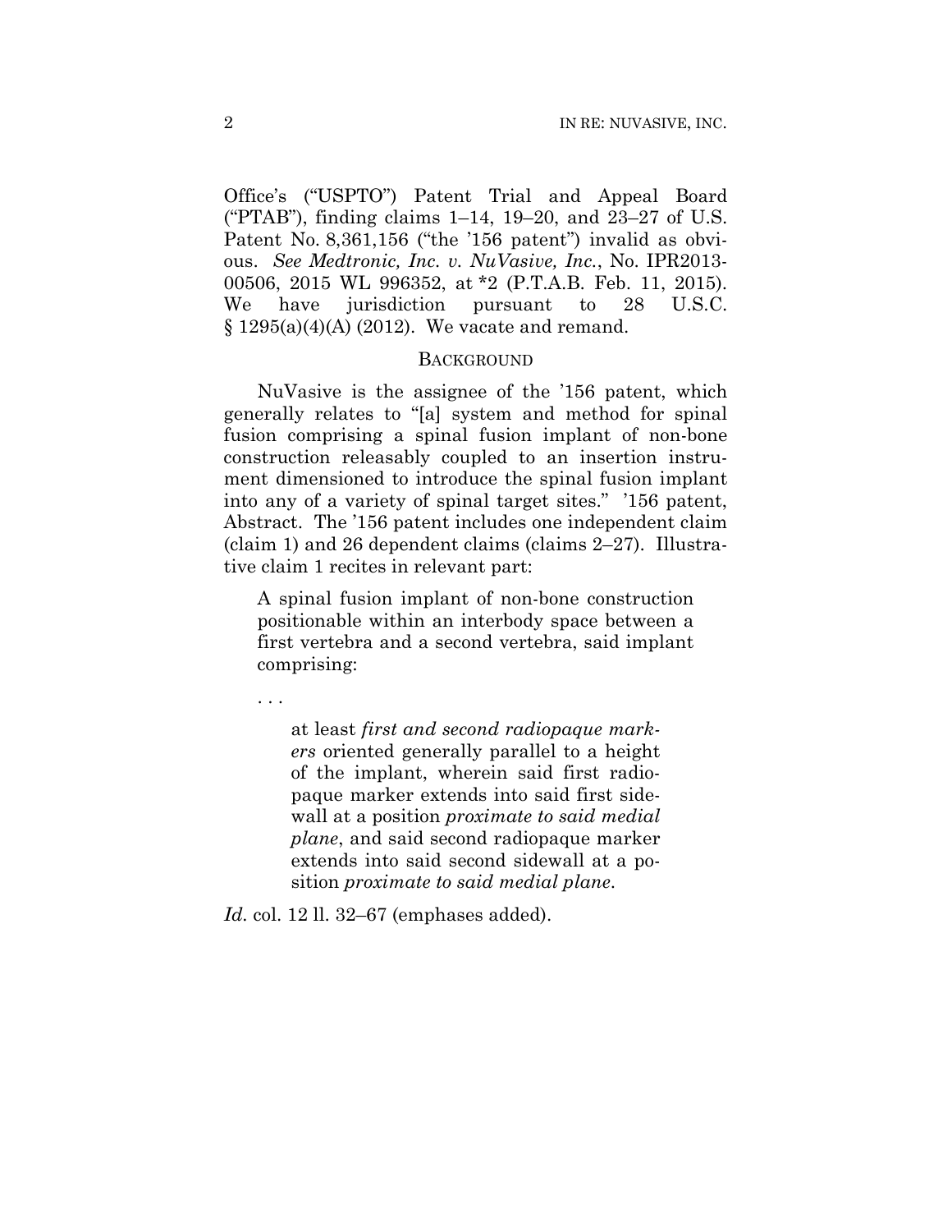Office's ("USPTO") Patent Trial and Appeal Board ("PTAB"), finding claims 1–14, 19–20, and 23–27 of U.S. Patent No. 8,361,156 ("the '156 patent") invalid as obvious. *See Medtronic, Inc. v. NuVasive, Inc.*, No. IPR2013-00506, 2015 WL 996352, at *2 (P.T.A.B. Feb. 11, 2015). We have jurisdiction pursuant to 28 U.S.C. § 1295(a)(4)(A) (2012). We vacate and remand.

## BACKGROUND

NuVasive is the assignee of the '156 patent, which generally relates to "[a] system and method for spinal fusion comprising a spinal fusion implant of non-bone construction releasably coupled to an insertion instrument dimensioned to introduce the spinal fusion implant into any of a variety of spinal target sites." '156 patent, Abstract. The '156 patent includes one independent claim (claim 1) and 26 dependent claims (claims 2–27). Illustrative claim 1 recites in relevant part:

> A spinal fusion implant of non-bone construction positionable within an interbody space between a first vertebra and a second vertebra, said implant comprising:
>
> . . .
>
> > at least *first and second radiopaque markers* oriented generally parallel to a height of the implant, wherein said first radiopaque marker extends into said first sidewall at a position *proximate to said medial plane*, and said second radiopaque marker extends into said second sidewall at a position *proximate to said medial plane*.

*Id.* col. 12 ll. 32–67 (emphases added).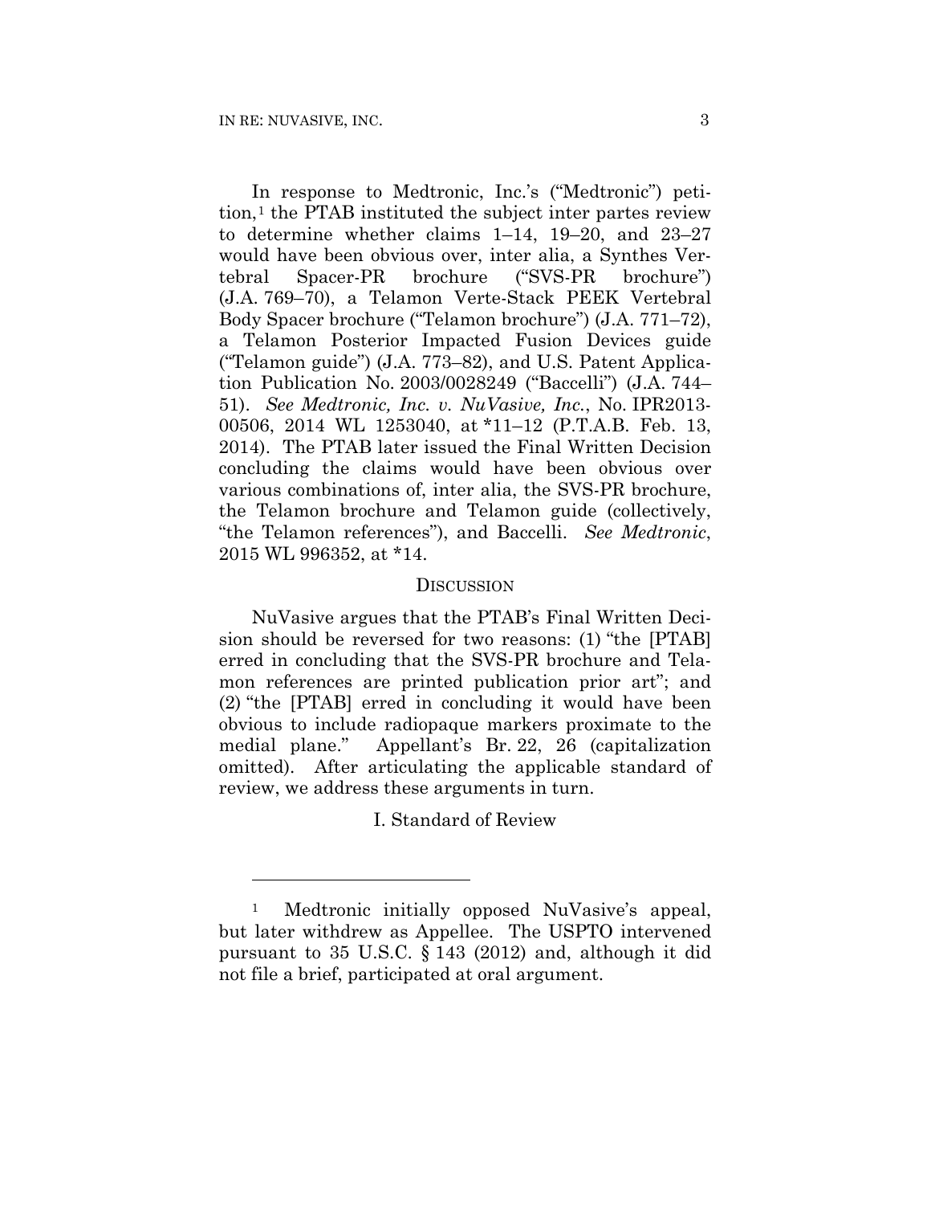In response to Medtronic, Inc.'s ("Medtronic") petition,[1] the PTAB instituted the subject inter partes review to determine whether claims 1–14, 19–20, and 23–27 would have been obvious over, inter alia, a Synthes Vertebral Spacer-PR brochure ("SVS-PR brochure") (J.A. 769–70), a Telamon Verte-Stack PEEK Vertebral Body Spacer brochure ("Telamon brochure") (J.A. 771–72), a Telamon Posterior Impacted Fusion Devices guide ("Telamon guide") (J.A. 773–82), and U.S. Patent Application Publication No. 2003/0028249 ("Baccelli") (J.A. 744–51). *See Medtronic, Inc. v. NuVasive, Inc.*, No. IPR2013-00506, 2014 WL 1253040, at *11–12 (P.T.A.B. Feb. 13, 2014). The PTAB later issued the Final Written Decision concluding the claims would have been obvious over various combinations of, inter alia, the SVS-PR brochure, the Telamon brochure and Telamon guide (collectively, "the Telamon references"), and Baccelli. *See Medtronic*, 2015 WL 996352, at *14.

## DISCUSSION

NuVasive argues that the PTAB's Final Written Decision should be reversed for two reasons: (1) "the [PTAB] erred in concluding that the SVS-PR brochure and Telamon references are printed publication prior art"; and (2) "the [PTAB] erred in concluding it would have been obvious to include radiopaque markers proximate to the medial plane." Appellant's Br. 22, 26 (capitalization omitted). After articulating the applicable standard of review, we address these arguments in turn.

### I. Standard of Review

[1] Medtronic initially opposed NuVasive's appeal, but later withdrew as Appellee. The USPTO intervened pursuant to 35 U.S.C. § 143 (2012) and, although it did not file a brief, participated at oral argument.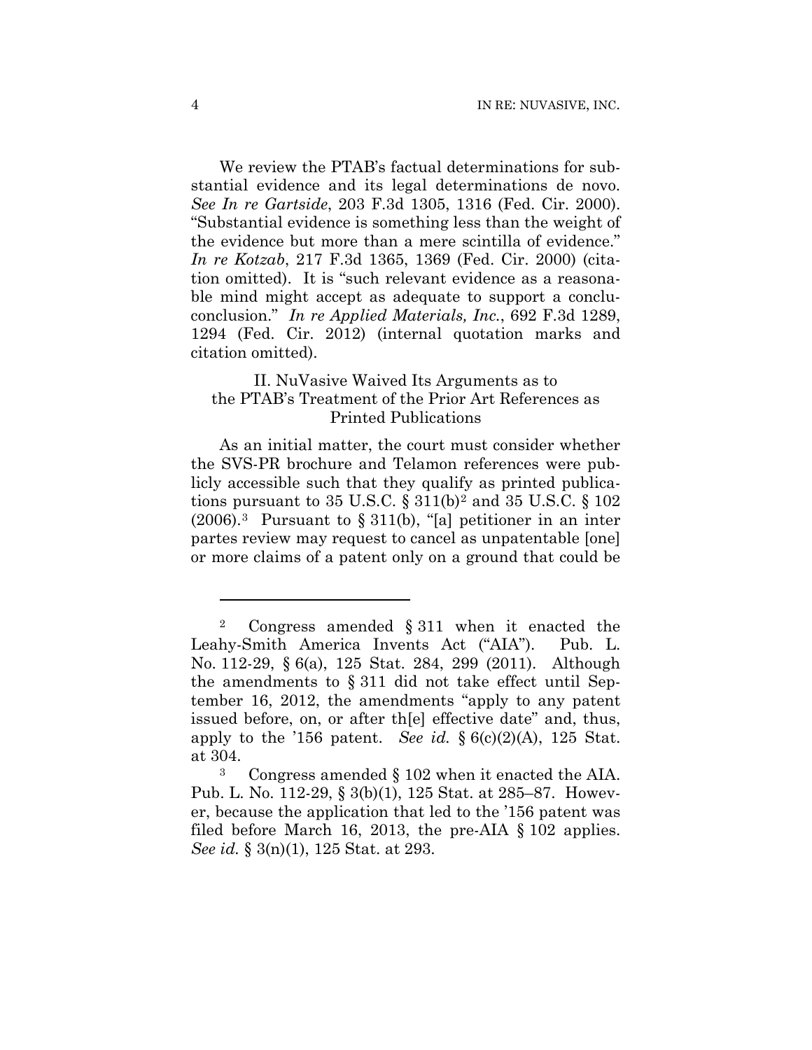We review the PTAB's factual determinations for substantial evidence and its legal determinations de novo. *See In re Gartside*, 203 F.3d 1305, 1316 (Fed. Cir. 2000). "Substantial evidence is something less than the weight of the evidence but more than a mere scintilla of evidence." *In re Kotzab*, 217 F.3d 1365, 1369 (Fed. Cir. 2000) (citation omitted). It is "such relevant evidence as a reasonable mind might accept as adequate to support a conclusion." *In re Applied Materials, Inc.*, 692 F.3d 1289, 1294 (Fed. Cir. 2012) (internal quotation marks and citation omitted).

## II. NuVasive Waived Its Arguments as to the PTAB's Treatment of the Prior Art References as Printed Publications

As an initial matter, the court must consider whether the SVS-PR brochure and Telamon references were publicly accessible such that they qualify as printed publications pursuant to 35 U.S.C. § 311(b)[2] and 35 U.S.C. § 102 (2006).[3] Pursuant to § 311(b), "[a] petitioner in an inter partes review may request to cancel as unpatentable [one] or more claims of a patent only on a ground that could be

---

[2] Congress amended § 311 when it enacted the Leahy-Smith America Invents Act ("AIA"). Pub. L. No. 112-29, § 6(a), 125 Stat. 284, 299 (2011). Although the amendments to § 311 did not take effect until September 16, 2012, the amendments "apply to any patent issued before, on, or after th[e] effective date" and, thus, apply to the '156 patent. *See id.* § 6(c)(2)(A), 125 Stat. at 304.

[3] Congress amended § 102 when it enacted the AIA. Pub. L. No. 112-29, § 3(b)(1), 125 Stat. at 285–87. However, because the application that led to the '156 patent was filed before March 16, 2013, the pre-AIA § 102 applies. *See id.* § 3(n)(1), 125 Stat. at 293.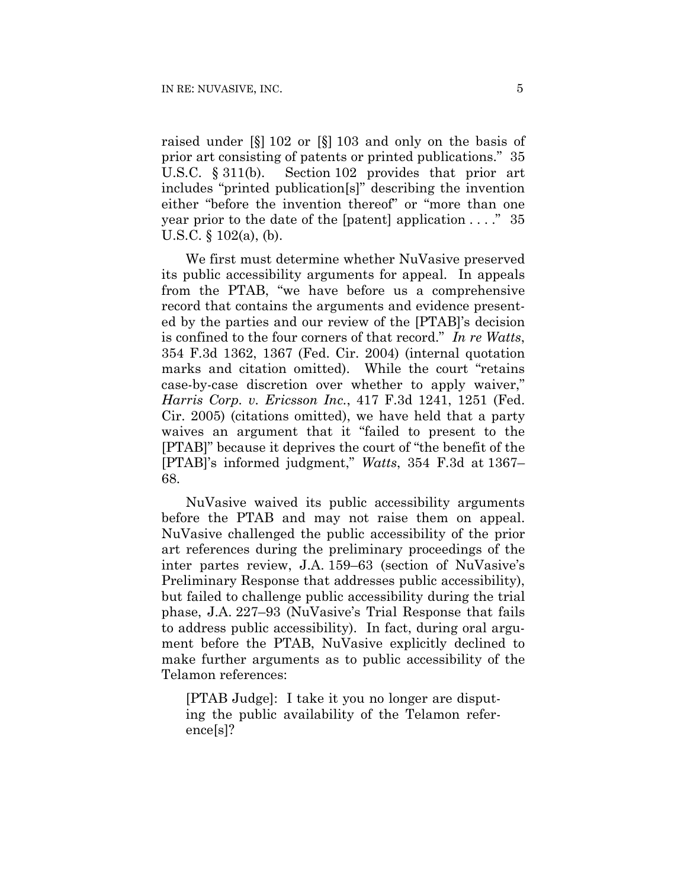raised under [§] 102 or [§] 103 and only on the basis of prior art consisting of patents or printed publications." 35 U.S.C. § 311(b). Section 102 provides that prior art includes "printed publication[s]" describing the invention either "before the invention thereof" or "more than one year prior to the date of the [patent] application . . . ." 35 U.S.C. § 102(a), (b).

We first must determine whether NuVasive preserved its public accessibility arguments for appeal. In appeals from the PTAB, "we have before us a comprehensive record that contains the arguments and evidence presented by the parties and our review of the [PTAB]'s decision is confined to the four corners of that record." *In re Watts*, 354 F.3d 1362, 1367 (Fed. Cir. 2004) (internal quotation marks and citation omitted). While the court "retains case-by-case discretion over whether to apply waiver," *Harris Corp. v. Ericsson Inc.*, 417 F.3d 1241, 1251 (Fed. Cir. 2005) (citations omitted), we have held that a party waives an argument that it "failed to present to the [PTAB]" because it deprives the court of "the benefit of the [PTAB]'s informed judgment," *Watts*, 354 F.3d at 1367–68.

NuVasive waived its public accessibility arguments before the PTAB and may not raise them on appeal. NuVasive challenged the public accessibility of the prior art references during the preliminary proceedings of the inter partes review, J.A. 159–63 (section of NuVasive's Preliminary Response that addresses public accessibility), but failed to challenge public accessibility during the trial phase, J.A. 227–93 (NuVasive's Trial Response that fails to address public accessibility). In fact, during oral argument before the PTAB, NuVasive explicitly declined to make further arguments as to public accessibility of the Telamon references:

> [PTAB Judge]: I take it you no longer are disputing the public availability of the Telamon reference[s]?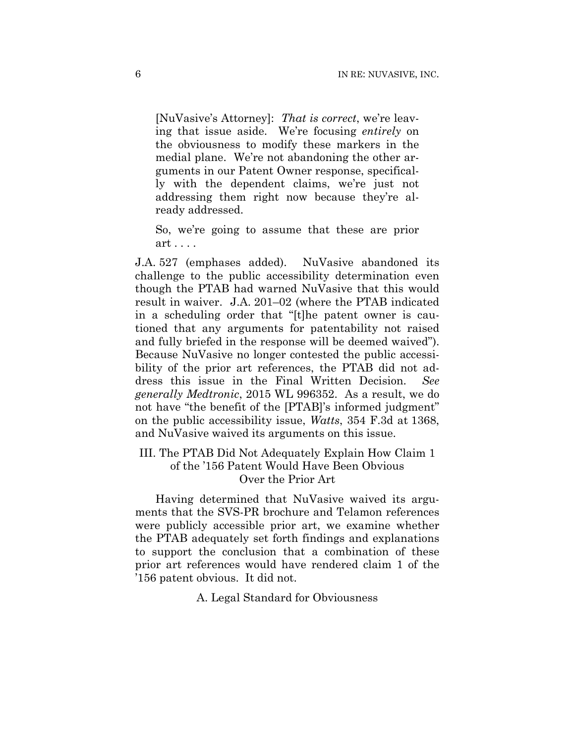> [NuVasive's Attorney]: *That is correct*, we're leaving that issue aside. We're focusing *entirely* on the obviousness to modify these markers in the medial plane. We're not abandoning the other arguments in our Patent Owner response, specifically with the dependent claims, we're just not addressing them right now because they're already addressed.
>
> So, we're going to assume that these are prior art . . . .

J.A. 527 (emphases added). NuVasive abandoned its challenge to the public accessibility determination even though the PTAB had warned NuVasive that this would result in waiver. J.A. 201–02 (where the PTAB indicated in a scheduling order that "[t]he patent owner is cautioned that any arguments for patentability not raised and fully briefed in the response will be deemed waived"). Because NuVasive no longer contested the public accessibility of the prior art references, the PTAB did not address this issue in the Final Written Decision. *See generally Medtronic*, 2015 WL 996352. As a result, we do not have "the benefit of the [PTAB]'s informed judgment" on the public accessibility issue, *Watts*, 354 F.3d at 1368, and NuVasive waived its arguments on this issue.

## III. The PTAB Did Not Adequately Explain How Claim 1 of the '156 Patent Would Have Been Obvious Over the Prior Art

Having determined that NuVasive waived its arguments that the SVS-PR brochure and Telamon references were publicly accessible prior art, we examine whether the PTAB adequately set forth findings and explanations to support the conclusion that a combination of these prior art references would have rendered claim 1 of the '156 patent obvious. It did not.

### A. Legal Standard for Obviousness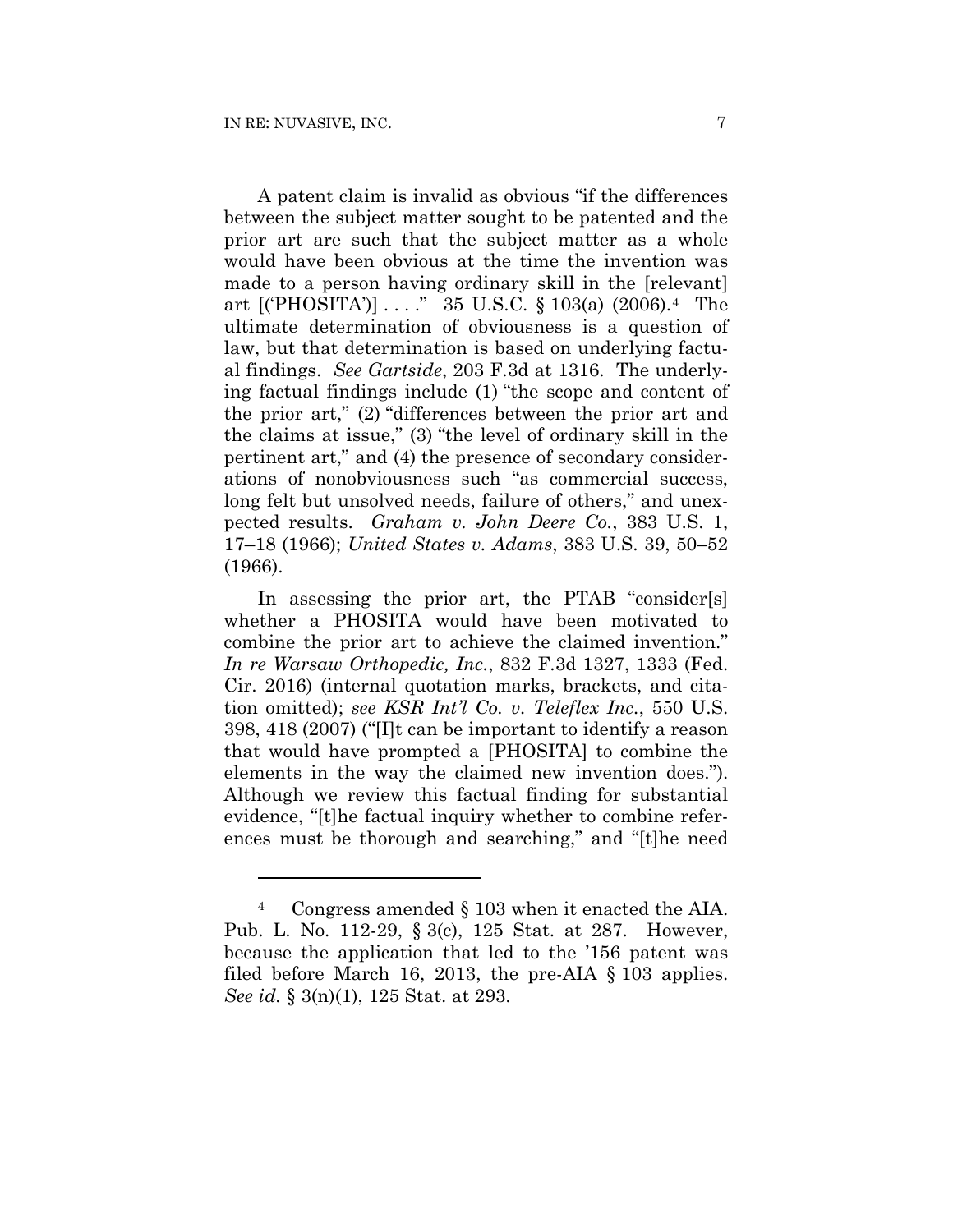A patent claim is invalid as obvious "if the differences between the subject matter sought to be patented and the prior art are such that the subject matter as a whole would have been obvious at the time the invention was made to a person having ordinary skill in the [relevant] art [('PHOSITA')] . . . ." 35 U.S.C. § 103(a) (2006).[4] The ultimate determination of obviousness is a question of law, but that determination is based on underlying factual findings. *See Gartside*, 203 F.3d at 1316. The underlying factual findings include (1) "the scope and content of the prior art," (2) "differences between the prior art and the claims at issue," (3) "the level of ordinary skill in the pertinent art," and (4) the presence of secondary considerations of nonobviousness such "as commercial success, long felt but unsolved needs, failure of others," and unexpected results. *Graham v. John Deere Co.*, 383 U.S. 1, 17–18 (1966); *United States v. Adams*, 383 U.S. 39, 50–52 (1966).

In assessing the prior art, the PTAB "consider[s] whether a PHOSITA would have been motivated to combine the prior art to achieve the claimed invention." *In re Warsaw Orthopedic, Inc.*, 832 F.3d 1327, 1333 (Fed. Cir. 2016) (internal quotation marks, brackets, and citation omitted); *see KSR Int'l Co. v. Teleflex Inc.*, 550 U.S. 398, 418 (2007) ("[I]t can be important to identify a reason that would have prompted a [PHOSITA] to combine the elements in the way the claimed new invention does."). Although we review this factual finding for substantial evidence, "[t]he factual inquiry whether to combine references must be thorough and searching," and "[t]he need

---

[4] Congress amended § 103 when it enacted the AIA. Pub. L. No. 112-29, § 3(c), 125 Stat. at 287. However, because the application that led to the '156 patent was filed before March 16, 2013, the pre-AIA § 103 applies. *See id.* § 3(n)(1), 125 Stat. at 293.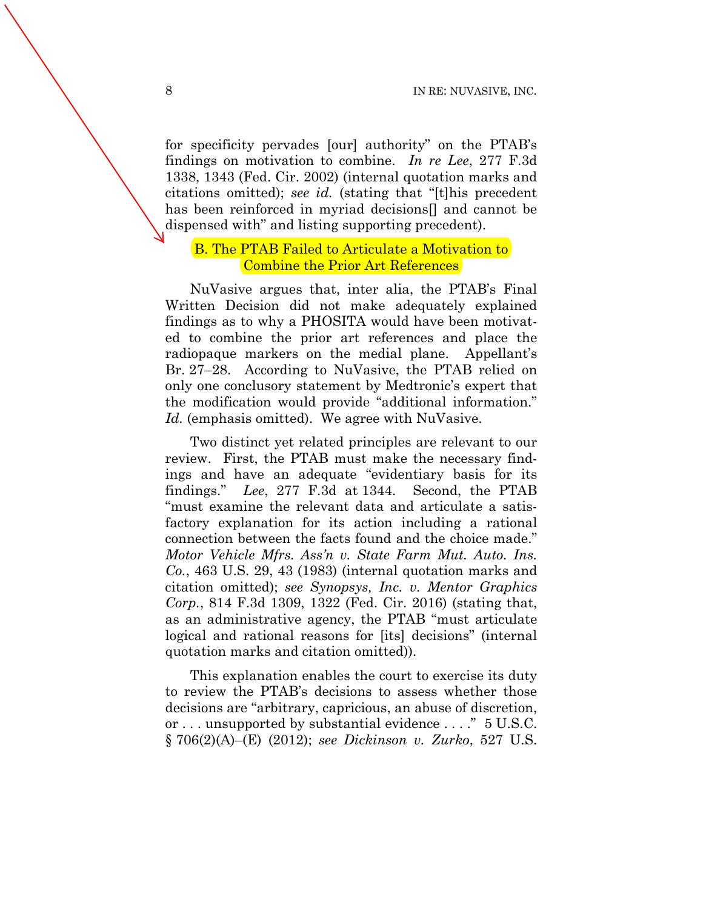for specificity pervades [our] authority" on the PTAB's findings on motivation to combine. *In re Lee*, 277 F.3d 1338, 1343 (Fed. Cir. 2002) (internal quotation marks and citations omitted); *see id.* (stating that "[t]his precedent has been reinforced in myriad decisions[] and cannot be dispensed with" and listing supporting precedent).

### B. The PTAB Failed to Articulate a Motivation to Combine the Prior Art References

NuVasive argues that, inter alia, the PTAB's Final Written Decision did not make adequately explained findings as to why a PHOSITA would have been motivated to combine the prior art references and place the radiopaque markers on the medial plane. Appellant's Br. 27–28. According to NuVasive, the PTAB relied on only one conclusory statement by Medtronic's expert that the modification would provide "additional information." *Id.* (emphasis omitted). We agree with NuVasive.

Two distinct yet related principles are relevant to our review. First, the PTAB must make the necessary findings and have an adequate "evidentiary basis for its findings." *Lee*, 277 F.3d at 1344. Second, the PTAB "must examine the relevant data and articulate a satisfactory explanation for its action including a rational connection between the facts found and the choice made." *Motor Vehicle Mfrs. Ass'n v. State Farm Mut. Auto. Ins. Co.*, 463 U.S. 29, 43 (1983) (internal quotation marks and citation omitted); *see Synopsys, Inc. v. Mentor Graphics Corp.*, 814 F.3d 1309, 1322 (Fed. Cir. 2016) (stating that, as an administrative agency, the PTAB "must articulate logical and rational reasons for [its] decisions" (internal quotation marks and citation omitted)).

This explanation enables the court to exercise its duty to review the PTAB's decisions to assess whether those decisions are "arbitrary, capricious, an abuse of discretion, or . . . unsupported by substantial evidence . . . ." 5 U.S.C. § 706(2)(A)–(E) (2012); *see Dickinson v. Zurko*, 527 U.S.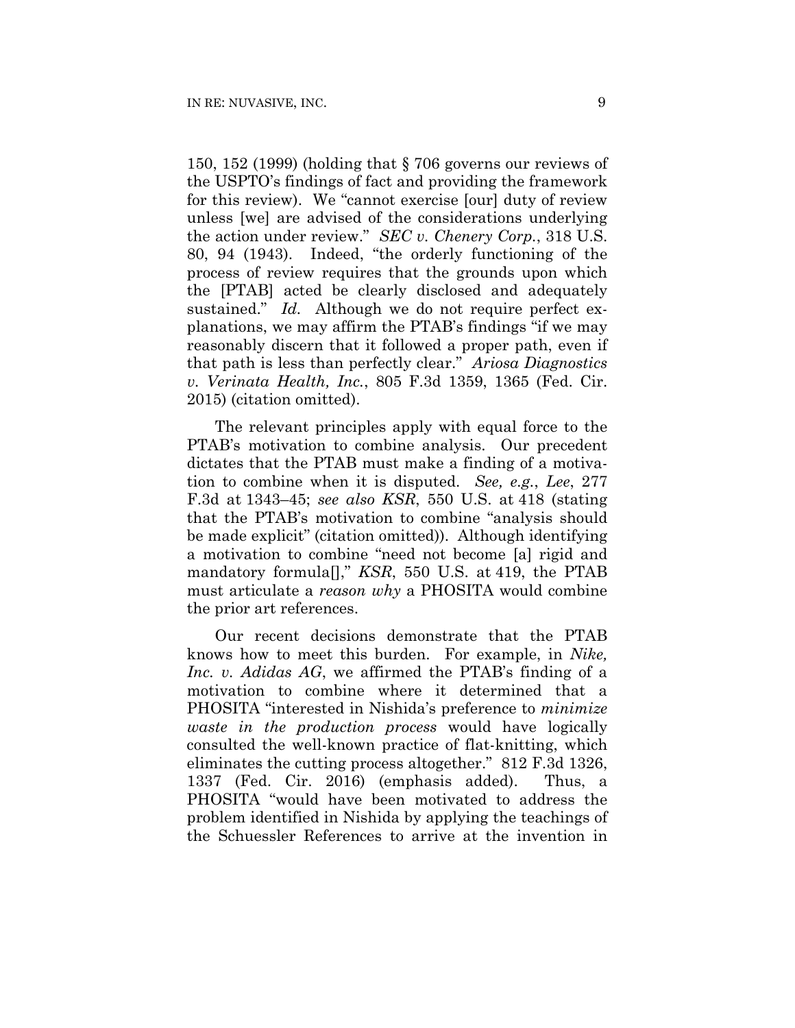150, 152 (1999) (holding that § 706 governs our reviews of the USPTO's findings of fact and providing the framework for this review). We "cannot exercise [our] duty of review unless [we] are advised of the considerations underlying the action under review." *SEC v. Chenery Corp.*, 318 U.S. 80, 94 (1943). Indeed, "the orderly functioning of the process of review requires that the grounds upon which the [PTAB] acted be clearly disclosed and adequately sustained." *Id.* Although we do not require perfect explanations, we may affirm the PTAB's findings "if we may reasonably discern that it followed a proper path, even if that path is less than perfectly clear." *Ariosa Diagnostics v. Verinata Health, Inc.*, 805 F.3d 1359, 1365 (Fed. Cir. 2015) (citation omitted).

The relevant principles apply with equal force to the PTAB's motivation to combine analysis. Our precedent dictates that the PTAB must make a finding of a motivation to combine when it is disputed. *See, e.g.*, *Lee*, 277 F.3d at 1343–45; *see also KSR*, 550 U.S. at 418 (stating that the PTAB's motivation to combine "analysis should be made explicit" (citation omitted)). Although identifying a motivation to combine "need not become [a] rigid and mandatory formula[]," *KSR*, 550 U.S. at 419, the PTAB must articulate a *reason why* a PHOSITA would combine the prior art references.

Our recent decisions demonstrate that the PTAB knows how to meet this burden. For example, in *Nike, Inc. v. Adidas AG*, we affirmed the PTAB's finding of a motivation to combine where it determined that a PHOSITA "interested in Nishida's preference to *minimize waste in the production process* would have logically consulted the well-known practice of flat-knitting, which eliminates the cutting process altogether." 812 F.3d 1326, 1337 (Fed. Cir. 2016) (emphasis added). Thus, a PHOSITA "would have been motivated to address the problem identified in Nishida by applying the teachings of the Schuessler References to arrive at the invention in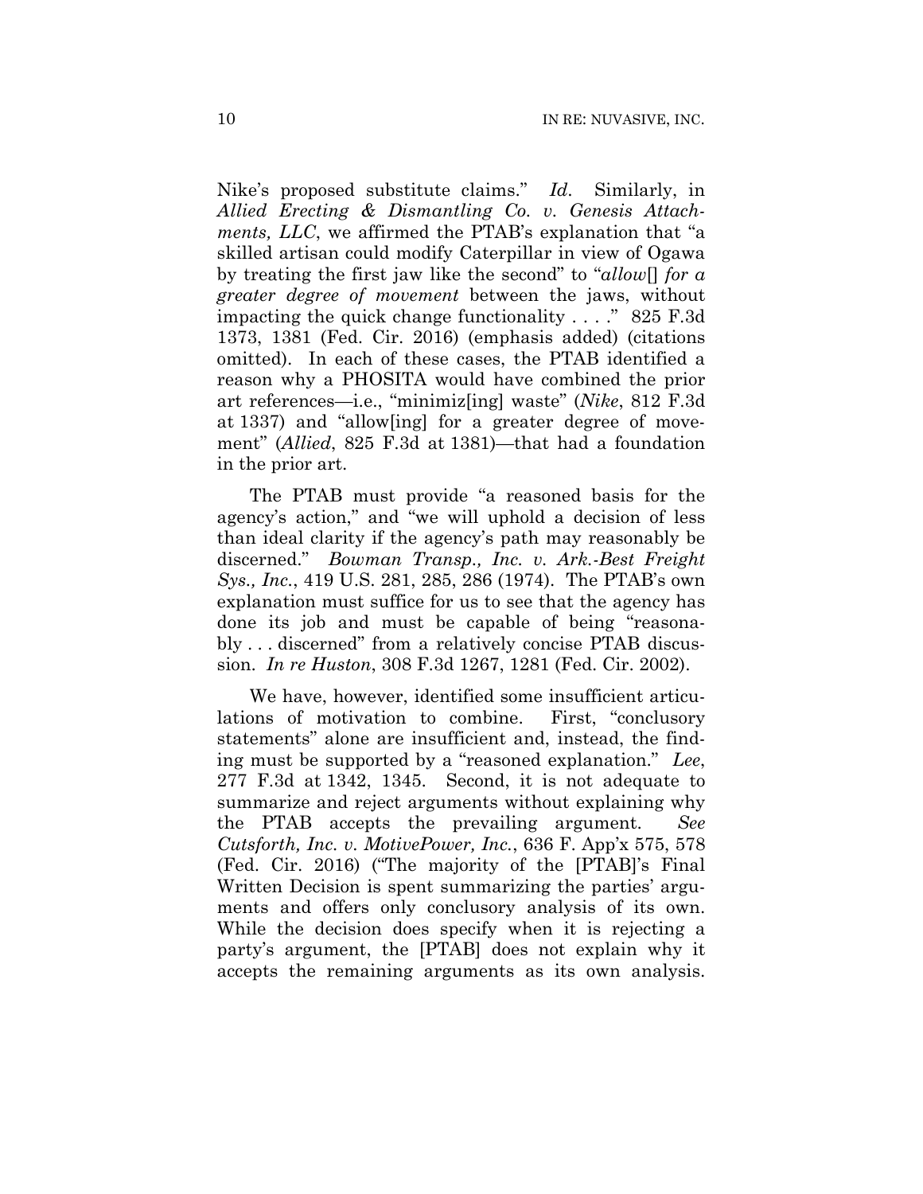Nike's proposed substitute claims." *Id*. Similarly, in *Allied Erecting & Dismantling Co. v. Genesis Attachments, LLC*, we affirmed the PTAB's explanation that "a skilled artisan could modify Caterpillar in view of Ogawa by treating the first jaw like the second" to "*allow*[] *for a greater degree of movement* between the jaws, without impacting the quick change functionality . . . ." 825 F.3d 1373, 1381 (Fed. Cir. 2016) (emphasis added) (citations omitted). In each of these cases, the PTAB identified a reason why a PHOSITA would have combined the prior art references—i.e., "minimiz[ing] waste" (*Nike*, 812 F.3d at 1337) and "allow[ing] for a greater degree of movement" (*Allied*, 825 F.3d at 1381)—that had a foundation in the prior art.

The PTAB must provide "a reasoned basis for the agency's action," and "we will uphold a decision of less than ideal clarity if the agency's path may reasonably be discerned." *Bowman Transp., Inc. v. Ark.-Best Freight Sys., Inc.*, 419 U.S. 281, 285, 286 (1974). The PTAB's own explanation must suffice for us to see that the agency has done its job and must be capable of being "reasonably . . . discerned" from a relatively concise PTAB discussion. *In re Huston*, 308 F.3d 1267, 1281 (Fed. Cir. 2002).

We have, however, identified some insufficient articulations of motivation to combine. First, "conclusory statements" alone are insufficient and, instead, the finding must be supported by a "reasoned explanation." *Lee*, 277 F.3d at 1342, 1345. Second, it is not adequate to summarize and reject arguments without explaining why the PTAB accepts the prevailing argument. *See Cutsforth, Inc. v. MotivePower, Inc.*, 636 F. App'x 575, 578 (Fed. Cir. 2016) ("The majority of the [PTAB]'s Final Written Decision is spent summarizing the parties' arguments and offers only conclusory analysis of its own. While the decision does specify when it is rejecting a party's argument, the [PTAB] does not explain why it accepts the remaining arguments as its own analysis.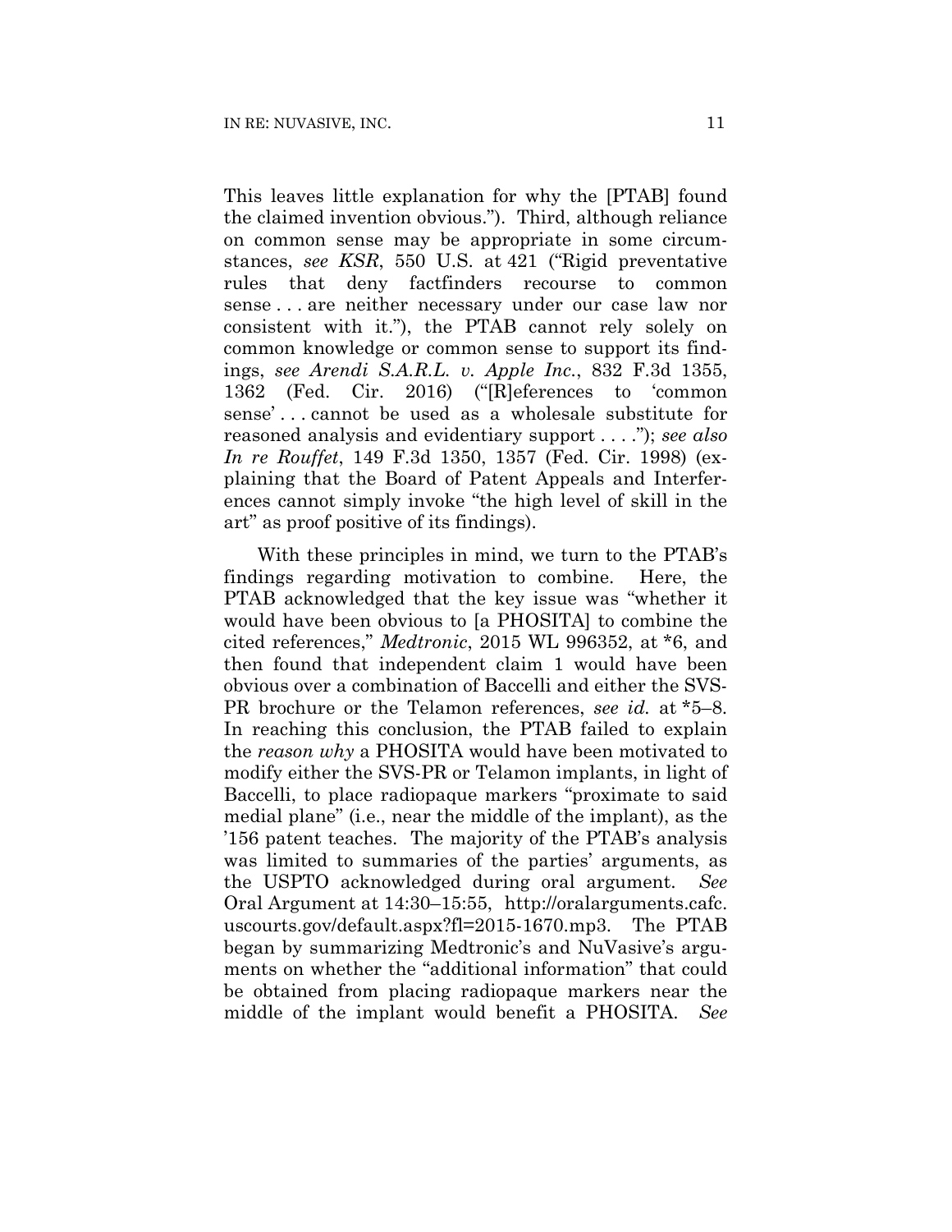This leaves little explanation for why the [PTAB] found the claimed invention obvious."). Third, although reliance on common sense may be appropriate in some circumstances, *see KSR*, 550 U.S. at 421 ("Rigid preventative rules that deny factfinders recourse to common sense . . . are neither necessary under our case law nor consistent with it."), the PTAB cannot rely solely on common knowledge or common sense to support its findings, *see Arendi S.A.R.L. v. Apple Inc.*, 832 F.3d 1355, 1362 (Fed. Cir. 2016) ("[R]eferences to 'common sense' . . . cannot be used as a wholesale substitute for reasoned analysis and evidentiary support . . . ."); *see also In re Rouffet*, 149 F.3d 1350, 1357 (Fed. Cir. 1998) (explaining that the Board of Patent Appeals and Interferences cannot simply invoke "the high level of skill in the art" as proof positive of its findings).

With these principles in mind, we turn to the PTAB's findings regarding motivation to combine. Here, the PTAB acknowledged that the key issue was "whether it would have been obvious to [a PHOSITA] to combine the cited references," *Medtronic*, 2015 WL 996352, at *6, and then found that independent claim 1 would have been obvious over a combination of Baccelli and either the SVS-PR brochure or the Telamon references, *see id.* at *5–8. In reaching this conclusion, the PTAB failed to explain the *reason why* a PHOSITA would have been motivated to modify either the SVS-PR or Telamon implants, in light of Baccelli, to place radiopaque markers "proximate to said medial plane" (i.e., near the middle of the implant), as the '156 patent teaches. The majority of the PTAB's analysis was limited to summaries of the parties' arguments, as the USPTO acknowledged during oral argument. *See* Oral Argument at 14:30–15:55, http://oralarguments.cafc.uscourts.gov/default.aspx?fl=2015-1670.mp3. The PTAB began by summarizing Medtronic's and NuVasive's arguments on whether the "additional information" that could be obtained from placing radiopaque markers near the middle of the implant would benefit a PHOSITA. *See*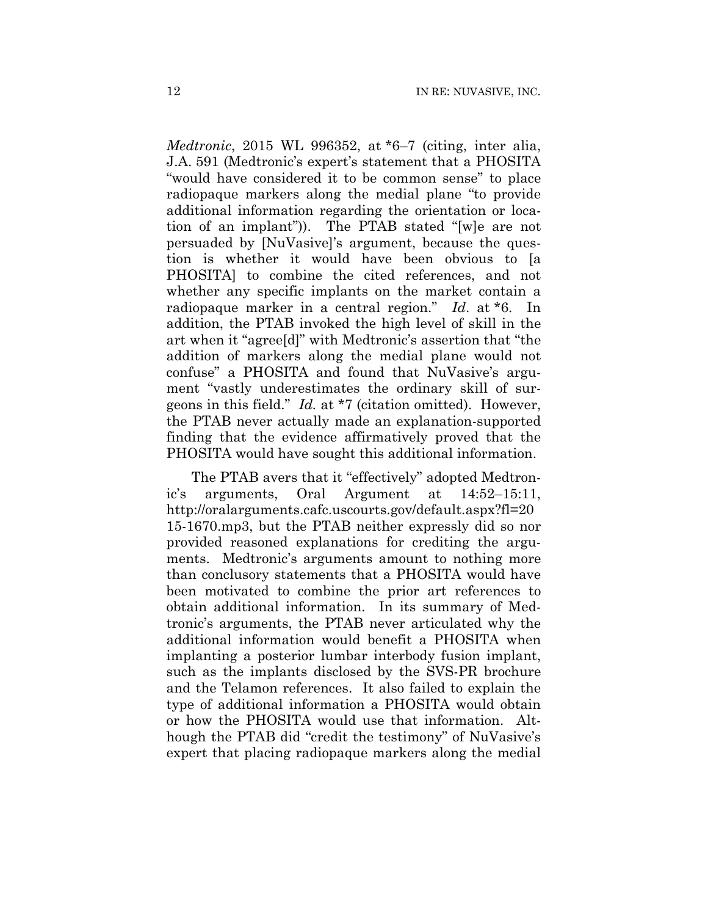*Medtronic*, 2015 WL 996352, at *6–7 (citing, inter alia, J.A. 591 (Medtronic's expert's statement that a PHOSITA "would have considered it to be common sense" to place radiopaque markers along the medial plane "to provide additional information regarding the orientation or location of an implant")). The PTAB stated "[w]e are not persuaded by [NuVasive]'s argument, because the question is whether it would have been obvious to [a PHOSITA] to combine the cited references, and not whether any specific implants on the market contain a radiopaque marker in a central region." *Id*. at *6. In addition, the PTAB invoked the high level of skill in the art when it "agree[d]" with Medtronic's assertion that "the addition of markers along the medial plane would not confuse" a PHOSITA and found that NuVasive's argument "vastly underestimates the ordinary skill of surgeons in this field." *Id.* at *7 (citation omitted). However, the PTAB never actually made an explanation-supported finding that the evidence affirmatively proved that the PHOSITA would have sought this additional information.

The PTAB avers that it "effectively" adopted Medtronic's arguments, Oral Argument at 14:52–15:11, http://oralarguments.cafc.uscourts.gov/default.aspx?fl=2015-1670.mp3, but the PTAB neither expressly did so nor provided reasoned explanations for crediting the arguments. Medtronic's arguments amount to nothing more than conclusory statements that a PHOSITA would have been motivated to combine the prior art references to obtain additional information. In its summary of Medtronic's arguments, the PTAB never articulated why the additional information would benefit a PHOSITA when implanting a posterior lumbar interbody fusion implant, such as the implants disclosed by the SVS-PR brochure and the Telamon references. It also failed to explain the type of additional information a PHOSITA would obtain or how the PHOSITA would use that information. Although the PTAB did "credit the testimony" of NuVasive's expert that placing radiopaque markers along the medial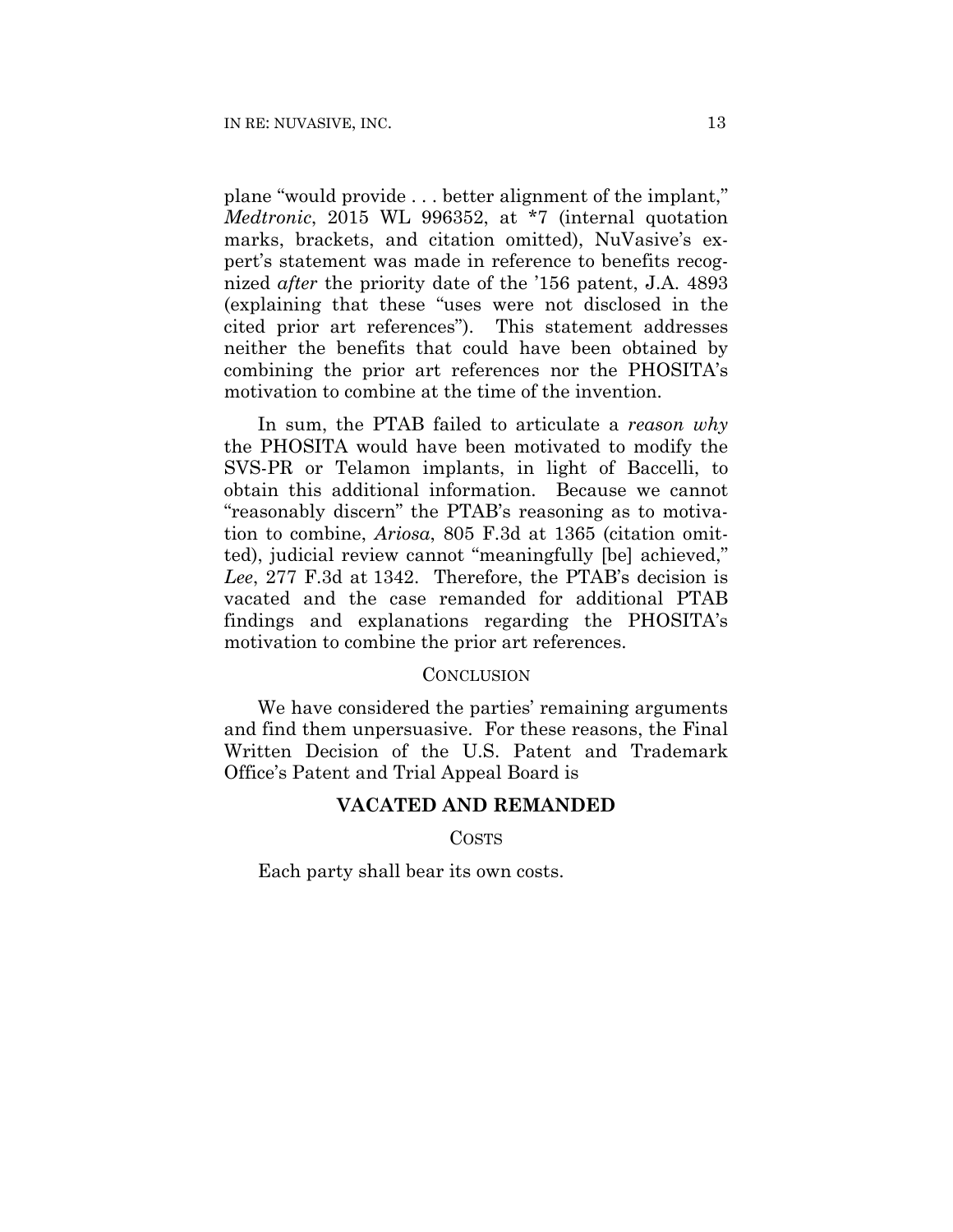plane "would provide . . . better alignment of the implant," *Medtronic*, 2015 WL 996352, at *7 (internal quotation marks, brackets, and citation omitted), NuVasive's expert's statement was made in reference to benefits recognized *after* the priority date of the '156 patent, J.A. 4893 (explaining that these "uses were not disclosed in the cited prior art references"). This statement addresses neither the benefits that could have been obtained by combining the prior art references nor the PHOSITA's motivation to combine at the time of the invention.

In sum, the PTAB failed to articulate a *reason why* the PHOSITA would have been motivated to modify the SVS-PR or Telamon implants, in light of Baccelli, to obtain this additional information. Because we cannot "reasonably discern" the PTAB's reasoning as to motivation to combine, *Ariosa*, 805 F.3d at 1365 (citation omitted), judicial review cannot "meaningfully [be] achieved," *Lee*, 277 F.3d at 1342. Therefore, the PTAB's decision is vacated and the case remanded for additional PTAB findings and explanations regarding the PHOSITA's motivation to combine the prior art references.

## CONCLUSION

We have considered the parties' remaining arguments and find them unpersuasive. For these reasons, the Final Written Decision of the U.S. Patent and Trademark Office's Patent and Trial Appeal Board is

**VACATED AND REMANDED**

## COSTS

Each party shall bear its own costs.